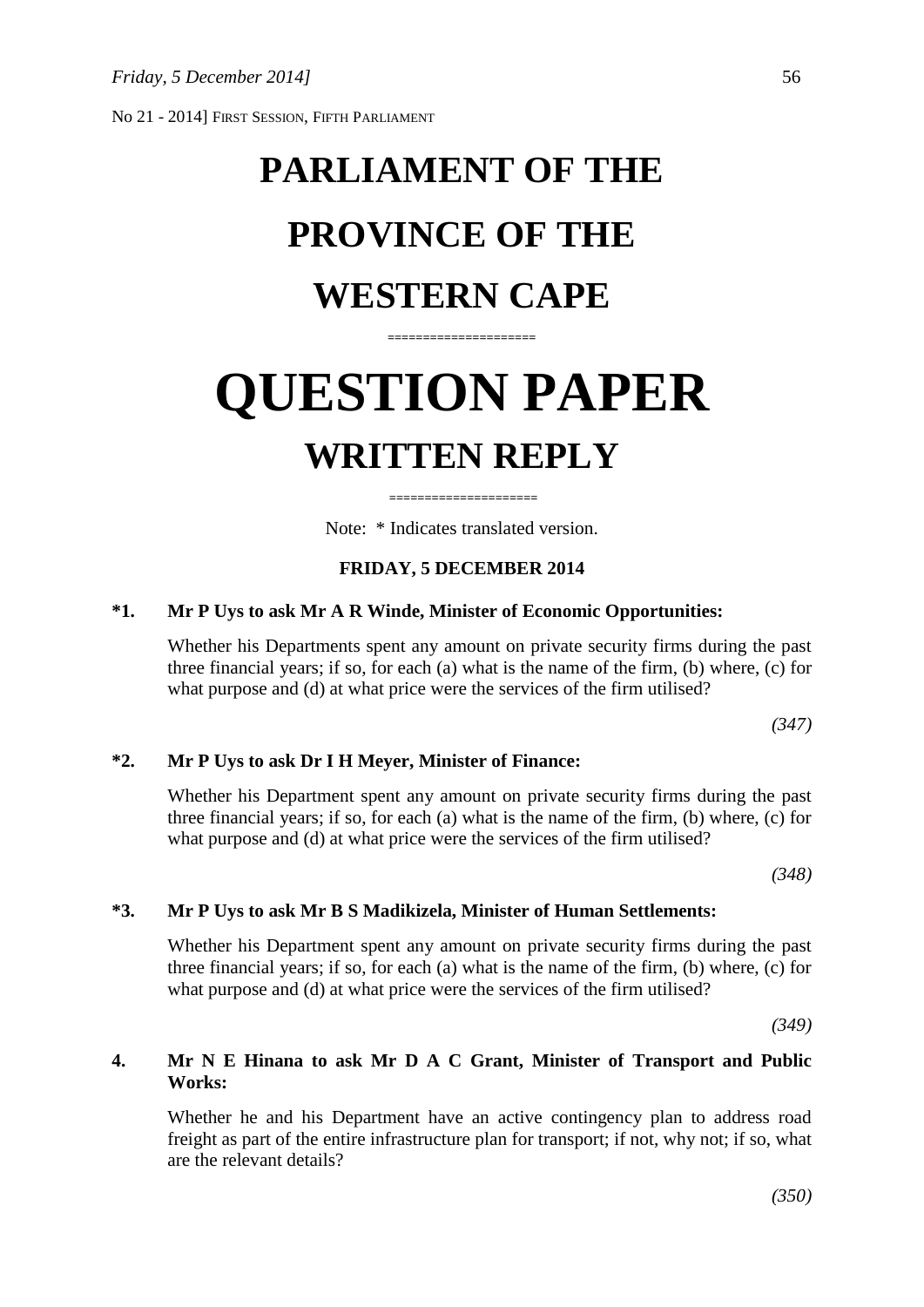No 21 - 2014] FIRST SESSION, FIFTH PARLIAMENT

# PARLIAMENT OF THE PROVINCE OF THE WESTERN CAPE

====================

# QUESTION PAPER

## WRITTEN REPLY

====================

Note: * Indicates translated version.

**FRIDAY, 5 DECEMBER 2014**

**\*1. Mr P Uys to ask Mr A R Winde, Minister of Economic Opportunities:**

Whether his Departments spent any amount on private security firms during the past three financial years; if so, for each (a) what is the name of the firm, (b) where, (c) for what purpose and (d) at what price were the services of the firm utilised?

*(347)*

**\*2. Mr P Uys to ask Dr I H Meyer, Minister of Finance:**

Whether his Department spent any amount on private security firms during the past three financial years; if so, for each (a) what is the name of the firm, (b) where, (c) for what purpose and (d) at what price were the services of the firm utilised?

*(348)*

**\*3. Mr P Uys to ask Mr B S Madikizela, Minister of Human Settlements:**

Whether his Department spent any amount on private security firms during the past three financial years; if so, for each (a) what is the name of the firm, (b) where, (c) for what purpose and (d) at what price were the services of the firm utilised?

*(349)*

**4. Mr N E Hinana to ask Mr D A C Grant, Minister of Transport and Public Works:**

Whether he and his Department have an active contingency plan to address road freight as part of the entire infrastructure plan for transport; if not, why not; if so, what are the relevant details?

*(350)*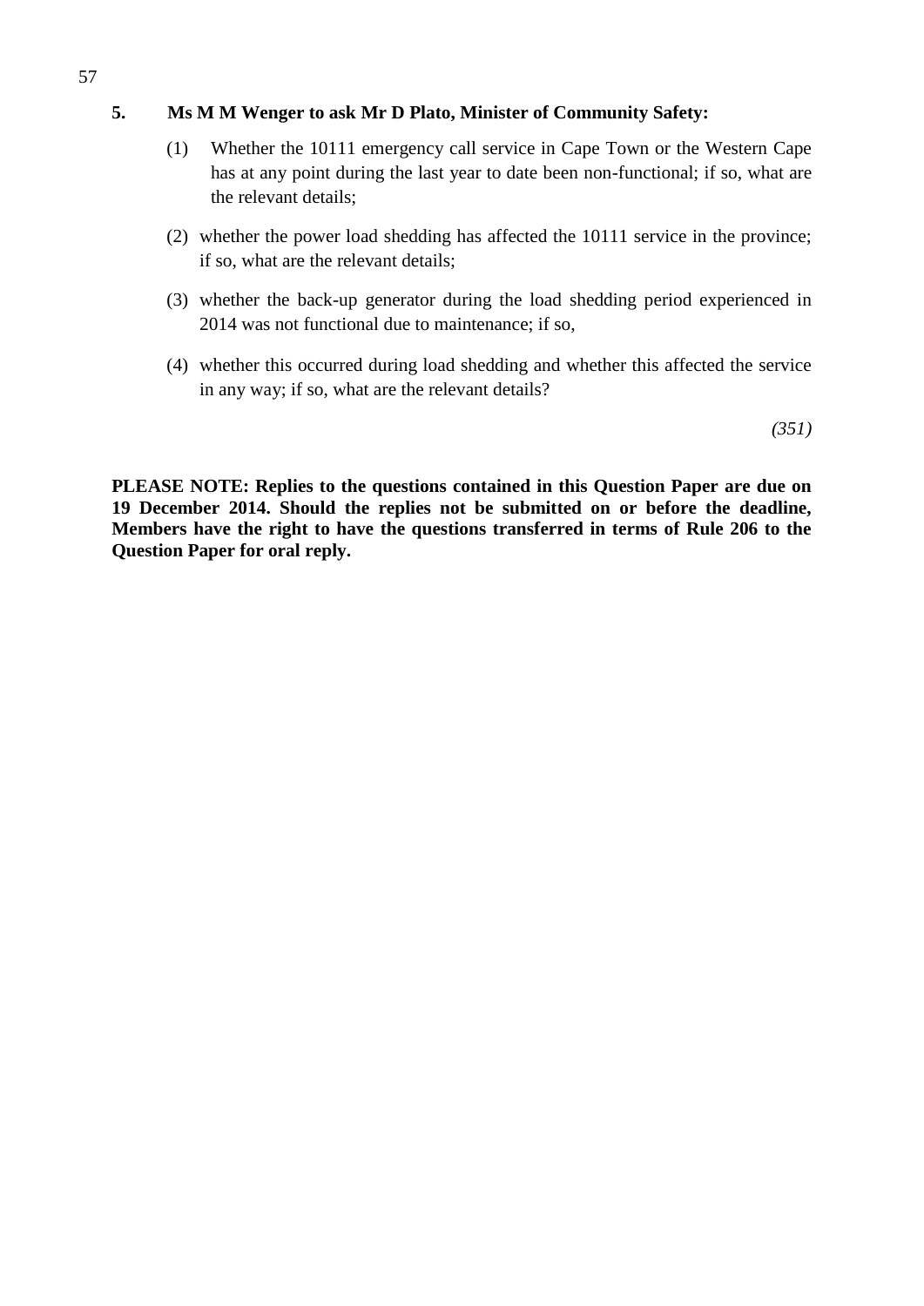**5. Ms M M Wenger to ask Mr D Plato, Minister of Community Safety:**

(1) Whether the 10111 emergency call service in Cape Town or the Western Cape has at any point during the last year to date been non-functional; if so, what are the relevant details;

(2) whether the power load shedding has affected the 10111 service in the province; if so, what are the relevant details;

(3) whether the back-up generator during the load shedding period experienced in 2014 was not functional due to maintenance; if so,

(4) whether this occurred during load shedding and whether this affected the service in any way; if so, what are the relevant details?

*(351)*

**PLEASE NOTE: Replies to the questions contained in this Question Paper are due on 19 December 2014. Should the replies not be submitted on or before the deadline, Members have the right to have the questions transferred in terms of Rule 206 to the Question Paper for oral reply.**